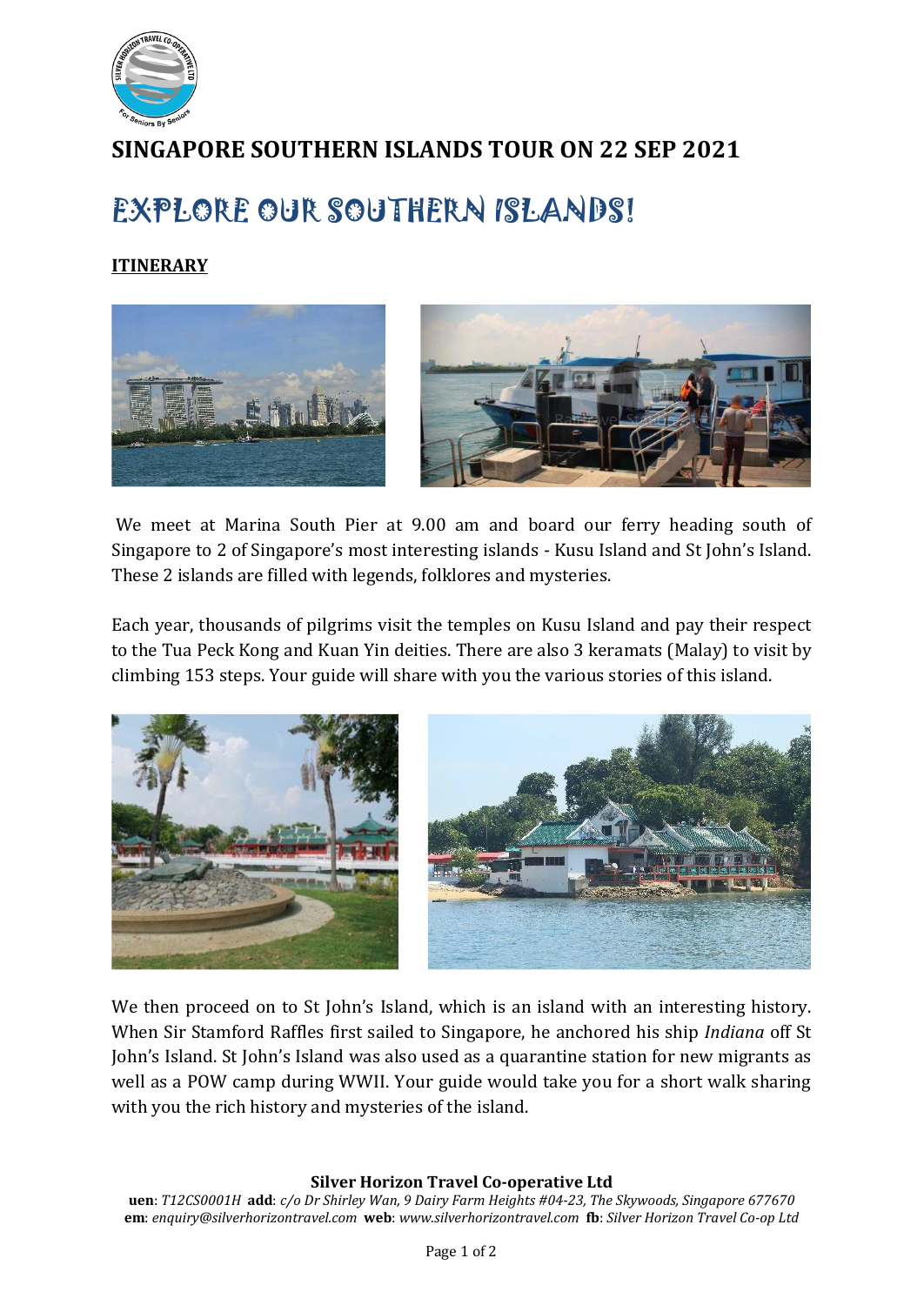# SINGAPORE SOUTHERN ISLANDS TOUR ON 22 SEP 2021

## EXPLORE OUR SOUTHERN ISLANDS!

**ITINERARY**

We meet at Marina South Pier at 9.00 am and board our ferry heading south of Singapore to 2 of Singapore's most interesting islands - Kusu Island and St John's Island. These 2 islands are filled with legends, folklores and mysteries.

Each year, thousands of pilgrims visit the temples on Kusu Island and pay their respect to the Tua Peck Kong and Kuan Yin deities. There are also 3 keramats (Malay) to visit by climbing 153 steps. Your guide will share with you the various stories of this island.

We then proceed on to St John's Island, which is an island with an interesting history. When Sir Stamford Raffles first sailed to Singapore, he anchored his ship *Indiana* off St John's Island. St John's Island was also used as a quarantine station for new migrants as well as a POW camp during WWII. Your guide would take you for a short walk sharing with you the rich history and mysteries of the island.

**Silver Horizon Travel Co-operative Ltd**

**uen**: *T12CS0001H* **add**: *c/o Dr Shirley Wan, 9 Dairy Farm Heights #04-23, The Skywoods, Singapore 677670*
**em**: *enquiry@silverhorizontravel.com* **web**: *www.silverhorizontravel.com* **fb**: *Silver Horizon Travel Co-op Ltd*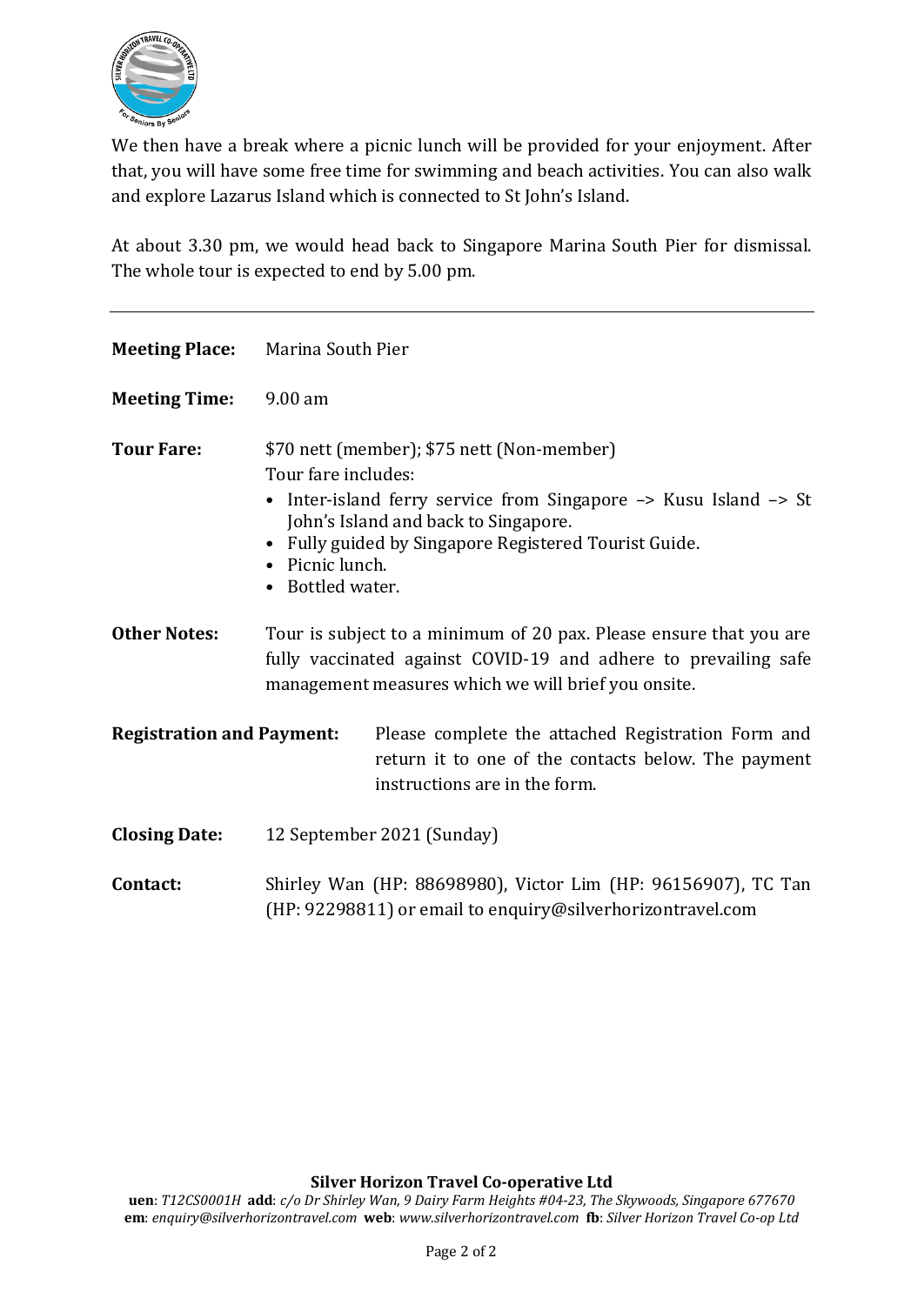We then have a break where a picnic lunch will be provided for your enjoyment. After that, you will have some free time for swimming and beach activities. You can also walk and explore Lazarus Island which is connected to St John's Island.

At about 3.30 pm, we would head back to Singapore Marina South Pier for dismissal. The whole tour is expected to end by 5.00 pm.

---

**Meeting Place:** Marina South Pier

**Meeting Time:** 9.00 am

**Tour Fare:** $70 nett (member); $75 nett (Non-member)

Tour fare includes:

- Inter-island ferry service from Singapore –> Kusu Island –> St John's Island and back to Singapore.
- Fully guided by Singapore Registered Tourist Guide.
- Picnic lunch.
- Bottled water.

**Other Notes:** Tour is subject to a minimum of 20 pax. Please ensure that you are fully vaccinated against COVID-19 and adhere to prevailing safe management measures which we will brief you onsite.

**Registration and Payment:** Please complete the attached Registration Form and return it to one of the contacts below. The payment instructions are in the form.

**Closing Date:** 12 September 2021 (Sunday)

**Contact:** Shirley Wan (HP: 88698980), Victor Lim (HP: 96156907), TC Tan (HP: 92298811) or email to enquiry@silverhorizontravel.com

**Silver Horizon Travel Co-operative Ltd**

**uen**: *T12CS0001H* **add**: *c/o Dr Shirley Wan, 9 Dairy Farm Heights #04-23, The Skywoods, Singapore 677670*
**em**: *enquiry@silverhorizontravel.com* **web**: *www.silverhorizontravel.com* **fb**: *Silver Horizon Travel Co-op Ltd*